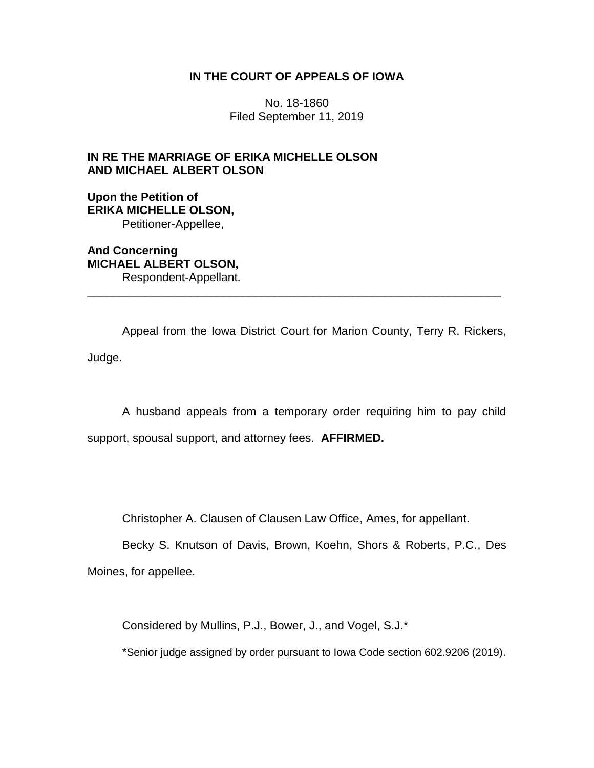**IN THE COURT OF APPEALS OF IOWA**

No. 18-1860
Filed September 11, 2019

**IN RE THE MARRIAGE OF ERIKA MICHELLE OLSON AND MICHAEL ALBERT OLSON**

**Upon the Petition of**
**ERIKA MICHELLE OLSON,**
Petitioner-Appellee,

**And Concerning**
**MICHAEL ALBERT OLSON,**
Respondent-Appellant.

---

Appeal from the Iowa District Court for Marion County, Terry R. Rickers, Judge.

A husband appeals from a temporary order requiring him to pay child support, spousal support, and attorney fees. **AFFIRMED.**

Christopher A. Clausen of Clausen Law Office, Ames, for appellant.

Becky S. Knutson of Davis, Brown, Koehn, Shors & Roberts, P.C., Des Moines, for appellee.

Considered by Mullins, P.J., Bower, J., and Vogel, S.J.*

*Senior judge assigned by order pursuant to Iowa Code section 602.9206 (2019).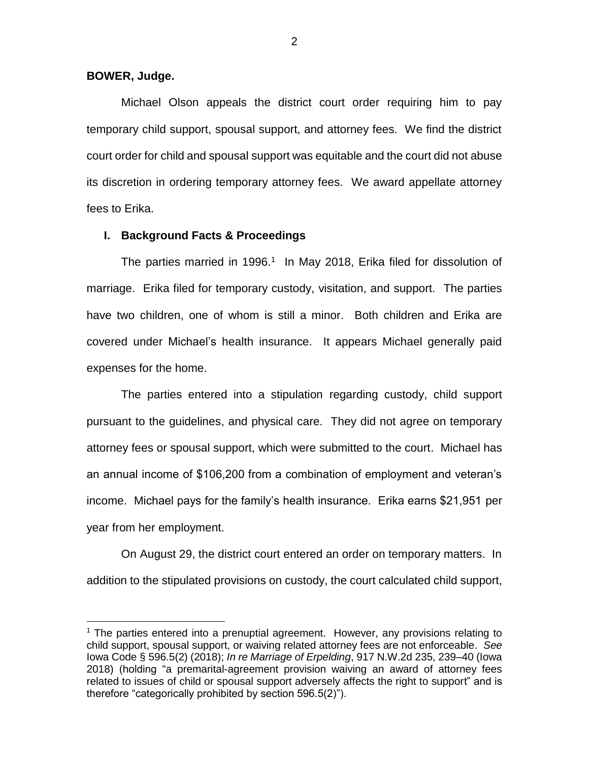**BOWER, Judge.**

Michael Olson appeals the district court order requiring him to pay temporary child support, spousal support, and attorney fees. We find the district court order for child and spousal support was equitable and the court did not abuse its discretion in ordering temporary attorney fees. We award appellate attorney fees to Erika.

## I. Background Facts & Proceedings

The parties married in 1996.[1] In May 2018, Erika filed for dissolution of marriage. Erika filed for temporary custody, visitation, and support. The parties have two children, one of whom is still a minor. Both children and Erika are covered under Michael's health insurance. It appears Michael generally paid expenses for the home.

The parties entered into a stipulation regarding custody, child support pursuant to the guidelines, and physical care. They did not agree on temporary attorney fees or spousal support, which were submitted to the court. Michael has an annual income of $106,200 from a combination of employment and veteran's income. Michael pays for the family's health insurance. Erika earns $21,951 per year from her employment.

On August 29, the district court entered an order on temporary matters. In addition to the stipulated provisions on custody, the court calculated child support,

---

[1] The parties entered into a prenuptial agreement. However, any provisions relating to child support, spousal support, or waiving related attorney fees are not enforceable. *See* Iowa Code § 596.5(2) (2018); *In re Marriage of Erpelding*, 917 N.W.2d 235, 239–40 (Iowa 2018) (holding "a premarital-agreement provision waiving an award of attorney fees related to issues of child or spousal support adversely affects the right to support" and is therefore "categorically prohibited by section 596.5(2)").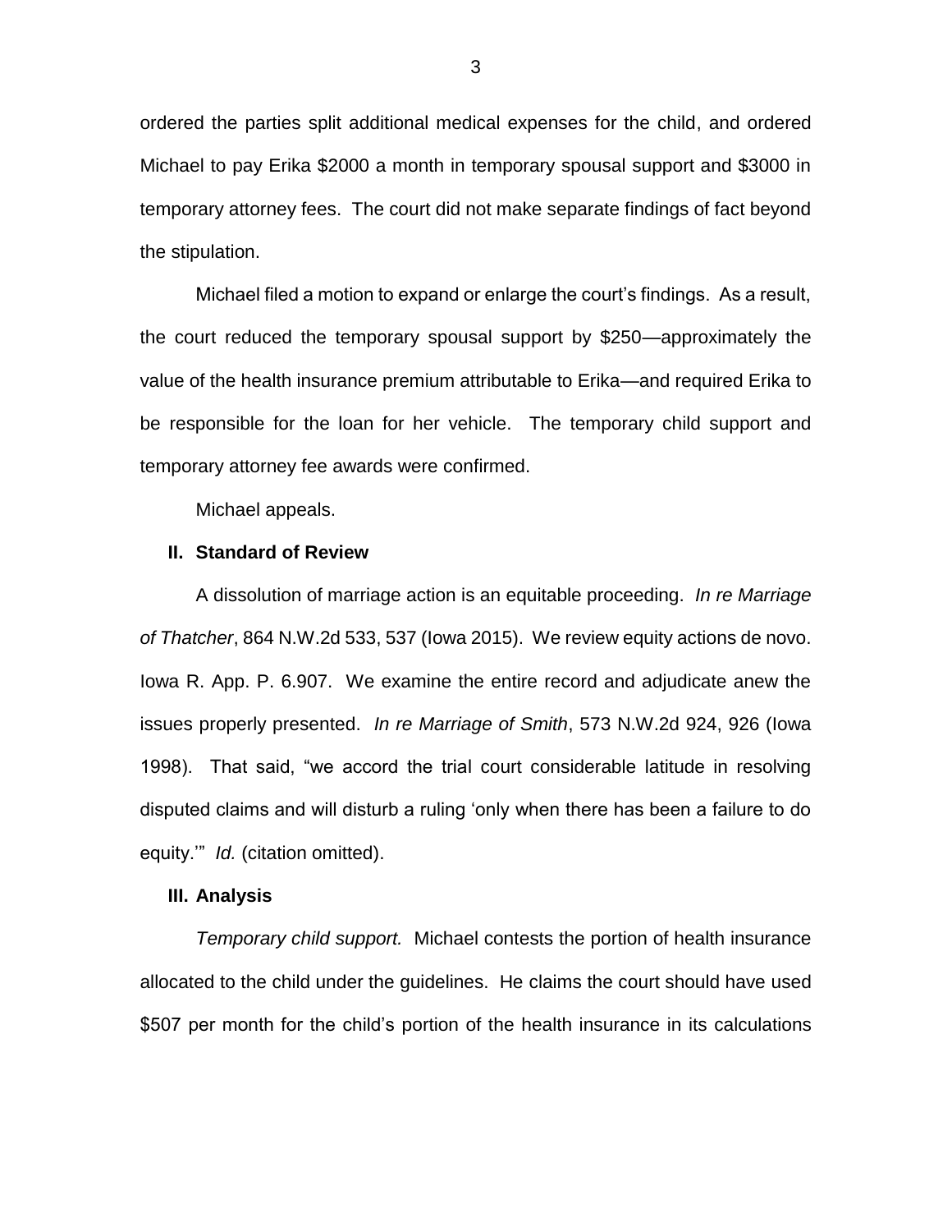ordered the parties split additional medical expenses for the child, and ordered Michael to pay Erika $2000 a month in temporary spousal support and $3000 in temporary attorney fees. The court did not make separate findings of fact beyond the stipulation.

Michael filed a motion to expand or enlarge the court's findings. As a result, the court reduced the temporary spousal support by $250—approximately the value of the health insurance premium attributable to Erika—and required Erika to be responsible for the loan for her vehicle. The temporary child support and temporary attorney fee awards were confirmed.

Michael appeals.

## II. Standard of Review

A dissolution of marriage action is an equitable proceeding. *In re Marriage of Thatcher*, 864 N.W.2d 533, 537 (Iowa 2015). We review equity actions de novo. Iowa R. App. P. 6.907. We examine the entire record and adjudicate anew the issues properly presented. *In re Marriage of Smith*, 573 N.W.2d 924, 926 (Iowa 1998). That said, "we accord the trial court considerable latitude in resolving disputed claims and will disturb a ruling 'only when there has been a failure to do equity.'" *Id.* (citation omitted).

## III. Analysis

*Temporary child support.* Michael contests the portion of health insurance allocated to the child under the guidelines. He claims the court should have used $507 per month for the child's portion of the health insurance in its calculations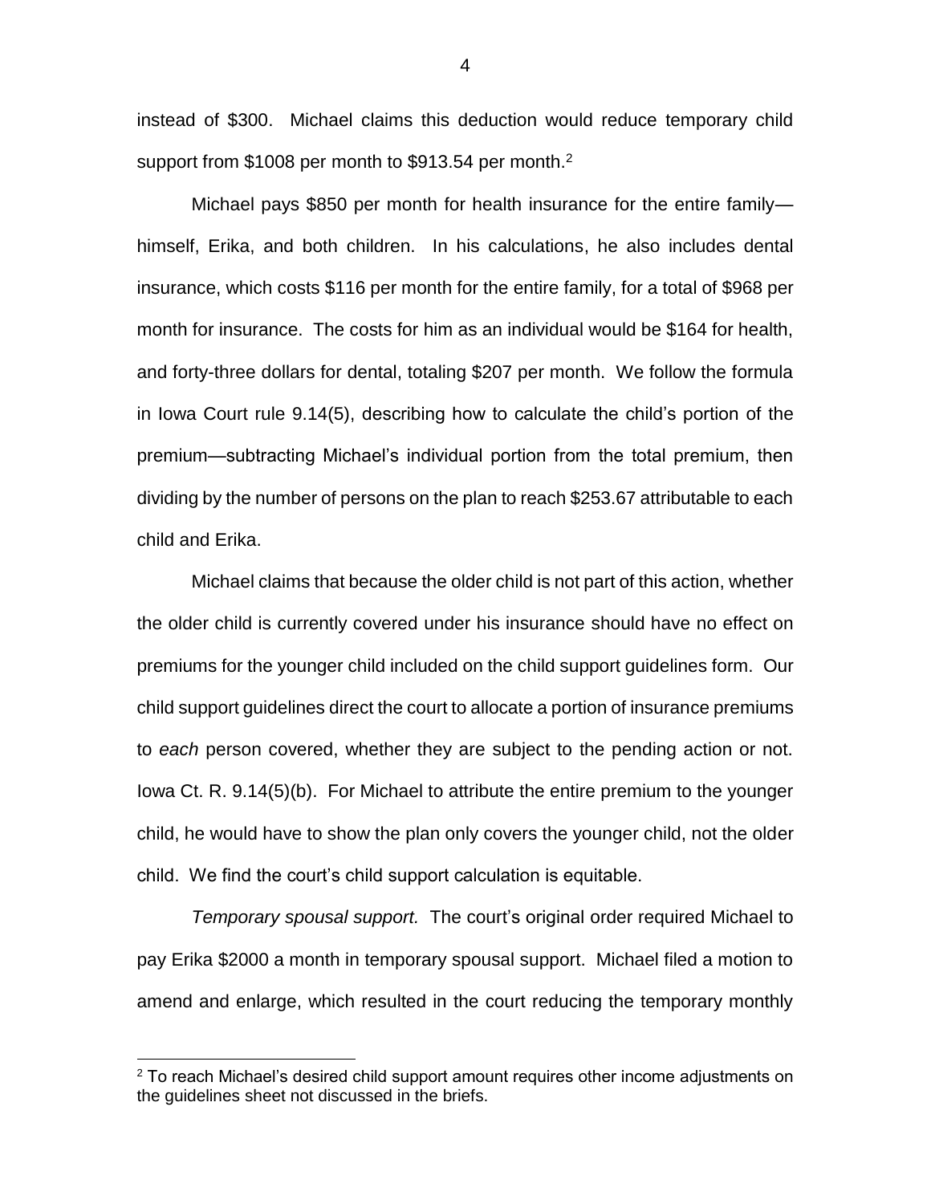instead of $300. Michael claims this deduction would reduce temporary child support from $1008 per month to $913.54 per month.[2]

Michael pays $850 per month for health insurance for the entire family—himself, Erika, and both children. In his calculations, he also includes dental insurance, which costs $116 per month for the entire family, for a total of $968 per month for insurance. The costs for him as an individual would be $164 for health, and forty-three dollars for dental, totaling $207 per month. We follow the formula in Iowa Court rule 9.14(5), describing how to calculate the child's portion of the premium—subtracting Michael's individual portion from the total premium, then dividing by the number of persons on the plan to reach $253.67 attributable to each child and Erika.

Michael claims that because the older child is not part of this action, whether the older child is currently covered under his insurance should have no effect on premiums for the younger child included on the child support guidelines form. Our child support guidelines direct the court to allocate a portion of insurance premiums to *each* person covered, whether they are subject to the pending action or not. Iowa Ct. R. 9.14(5)(b). For Michael to attribute the entire premium to the younger child, he would have to show the plan only covers the younger child, not the older child. We find the court's child support calculation is equitable.

*Temporary spousal support.* The court's original order required Michael to pay Erika $2000 a month in temporary spousal support. Michael filed a motion to amend and enlarge, which resulted in the court reducing the temporary monthly

---

[2] To reach Michael's desired child support amount requires other income adjustments on the guidelines sheet not discussed in the briefs.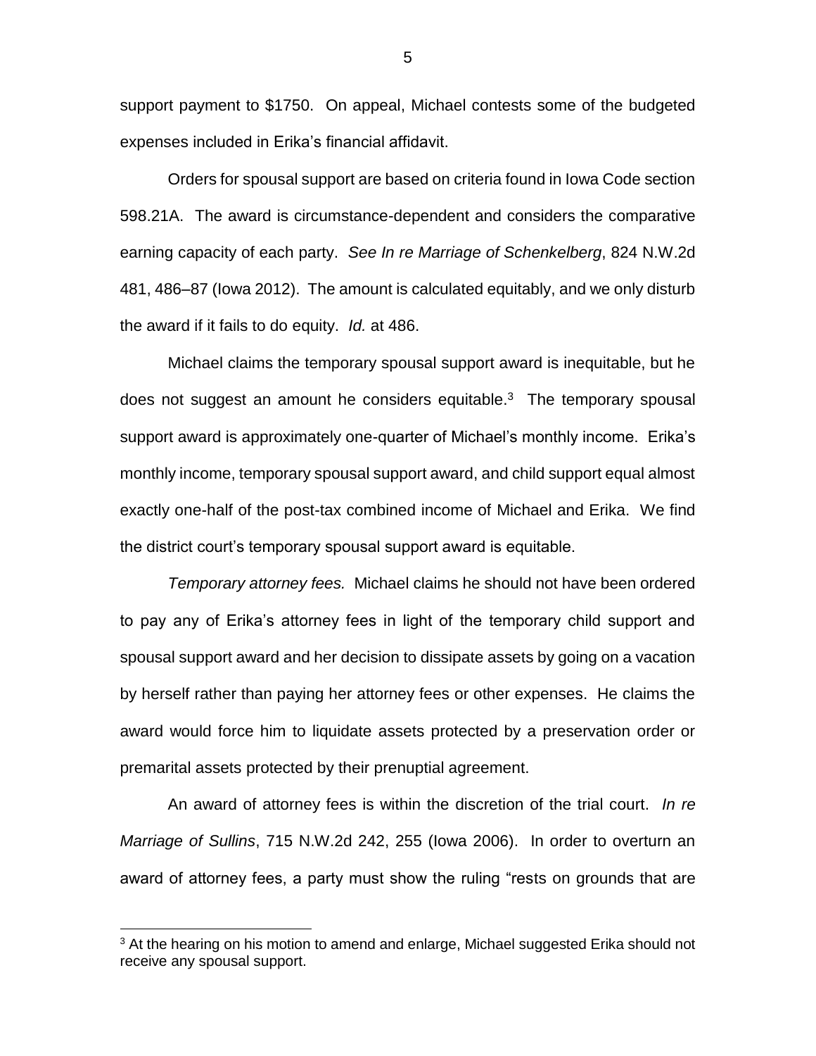support payment to $1750. On appeal, Michael contests some of the budgeted expenses included in Erika's financial affidavit.

Orders for spousal support are based on criteria found in Iowa Code section 598.21A. The award is circumstance-dependent and considers the comparative earning capacity of each party. *See In re Marriage of Schenkelberg*, 824 N.W.2d 481, 486–87 (Iowa 2012). The amount is calculated equitably, and we only disturb the award if it fails to do equity. *Id.* at 486.

Michael claims the temporary spousal support award is inequitable, but he does not suggest an amount he considers equitable.[3] The temporary spousal support award is approximately one-quarter of Michael's monthly income. Erika's monthly income, temporary spousal support award, and child support equal almost exactly one-half of the post-tax combined income of Michael and Erika. We find the district court's temporary spousal support award is equitable.

*Temporary attorney fees.* Michael claims he should not have been ordered to pay any of Erika's attorney fees in light of the temporary child support and spousal support award and her decision to dissipate assets by going on a vacation by herself rather than paying her attorney fees or other expenses. He claims the award would force him to liquidate assets protected by a preservation order or premarital assets protected by their prenuptial agreement.

An award of attorney fees is within the discretion of the trial court. *In re Marriage of Sullins*, 715 N.W.2d 242, 255 (Iowa 2006). In order to overturn an award of attorney fees, a party must show the ruling "rests on grounds that are

---

[3] At the hearing on his motion to amend and enlarge, Michael suggested Erika should not receive any spousal support.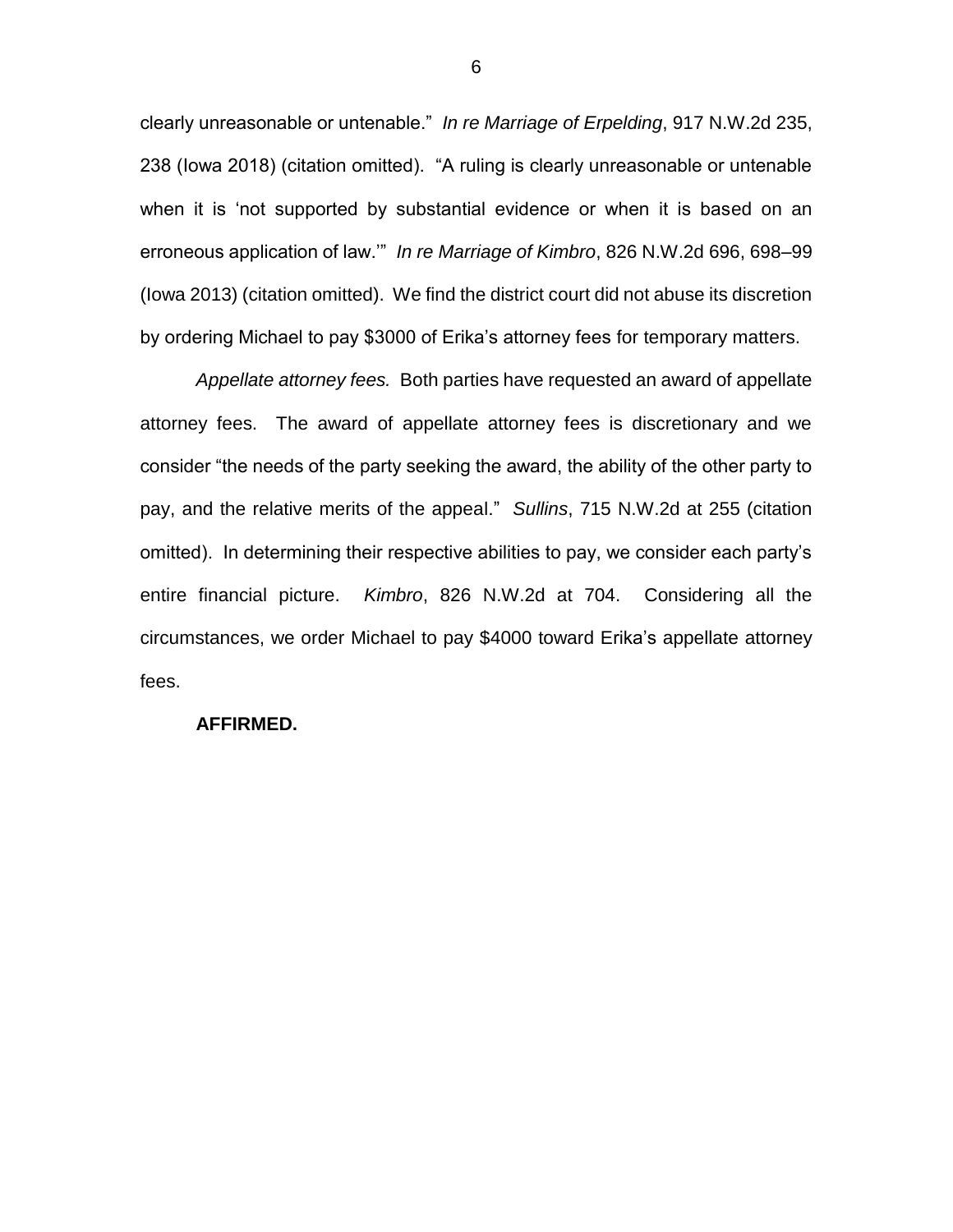clearly unreasonable or untenable." *In re Marriage of Erpelding*, 917 N.W.2d 235, 238 (Iowa 2018) (citation omitted). "A ruling is clearly unreasonable or untenable when it is 'not supported by substantial evidence or when it is based on an erroneous application of law.'" *In re Marriage of Kimbro*, 826 N.W.2d 696, 698–99 (Iowa 2013) (citation omitted). We find the district court did not abuse its discretion by ordering Michael to pay $3000 of Erika's attorney fees for temporary matters.

*Appellate attorney fees.* Both parties have requested an award of appellate attorney fees. The award of appellate attorney fees is discretionary and we consider "the needs of the party seeking the award, the ability of the other party to pay, and the relative merits of the appeal." *Sullins*, 715 N.W.2d at 255 (citation omitted). In determining their respective abilities to pay, we consider each party's entire financial picture. *Kimbro*, 826 N.W.2d at 704. Considering all the circumstances, we order Michael to pay $4000 toward Erika's appellate attorney fees.

**AFFIRMED.**